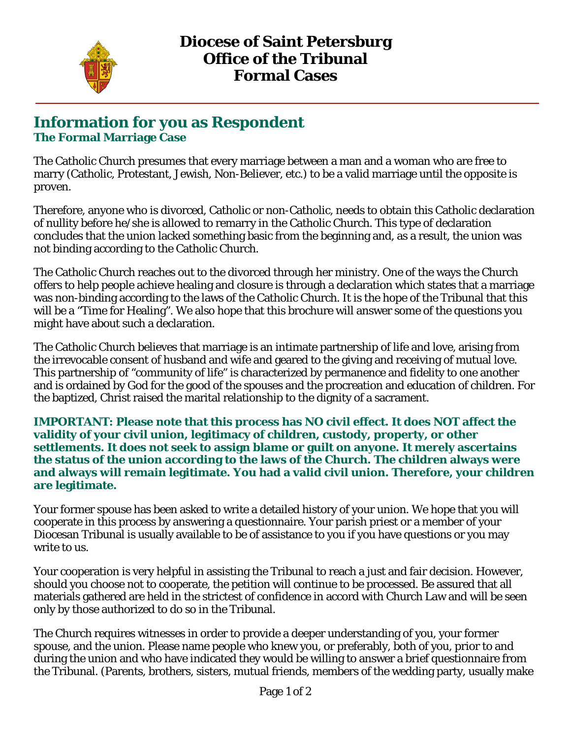# Diocese of Saint Petersburg
# Office of the Tribunal
# Formal Cases

## Information for you as Respondent

### The Formal Marriage Case

The Catholic Church presumes that every marriage between a man and a woman who are free to marry (Catholic, Protestant, Jewish, Non-Believer, etc.) to be a valid marriage until the opposite is proven.

Therefore, anyone who is divorced, Catholic or non-Catholic, needs to obtain this Catholic declaration of nullity before he/she is allowed to remarry in the Catholic Church. This type of declaration concludes that the union lacked something basic from the beginning and, as a result, the union was not binding according to the Catholic Church.

The Catholic Church reaches out to the divorced through her ministry. One of the ways the Church offers to help people achieve healing and closure is through a declaration which states that a marriage was non-binding according to the laws of the Catholic Church. It is the hope of the Tribunal that this will be a "Time for Healing". We also hope that this brochure will answer some of the questions you might have about such a declaration.

The Catholic Church believes that marriage is an intimate partnership of life and love, arising from the irrevocable consent of husband and wife and geared to the giving and receiving of mutual love. This partnership of "community of life" is characterized by permanence and fidelity to one another and is ordained by God for the good of the spouses and the procreation and education of children. For the baptized, Christ raised the marital relationship to the dignity of a sacrament.

**IMPORTANT: Please note that this process has NO civil effect. It does NOT affect the validity of your civil union, legitimacy of children, custody, property, or other settlements. It does not seek to assign blame or guilt on anyone. It merely ascertains the status of the union according to the laws of the Church. The children always were and always will remain legitimate. You had a valid civil union. Therefore, your children are legitimate.**

Your former spouse has been asked to write a detailed history of your union. We hope that you will cooperate in this process by answering a questionnaire. Your parish priest or a member of your Diocesan Tribunal is usually available to be of assistance to you if you have questions or you may write to us.

Your cooperation is very helpful in assisting the Tribunal to reach a just and fair decision. However, should you choose not to cooperate, the petition will continue to be processed. Be assured that all materials gathered are held in the strictest of confidence in accord with Church Law and will be seen only by those authorized to do so in the Tribunal.

The Church requires witnesses in order to provide a deeper understanding of you, your former spouse, and the union. Please name people who knew you, or preferably, both of you, prior to and during the union and who have indicated they would be willing to answer a brief questionnaire from the Tribunal. (Parents, brothers, sisters, mutual friends, members of the wedding party, usually make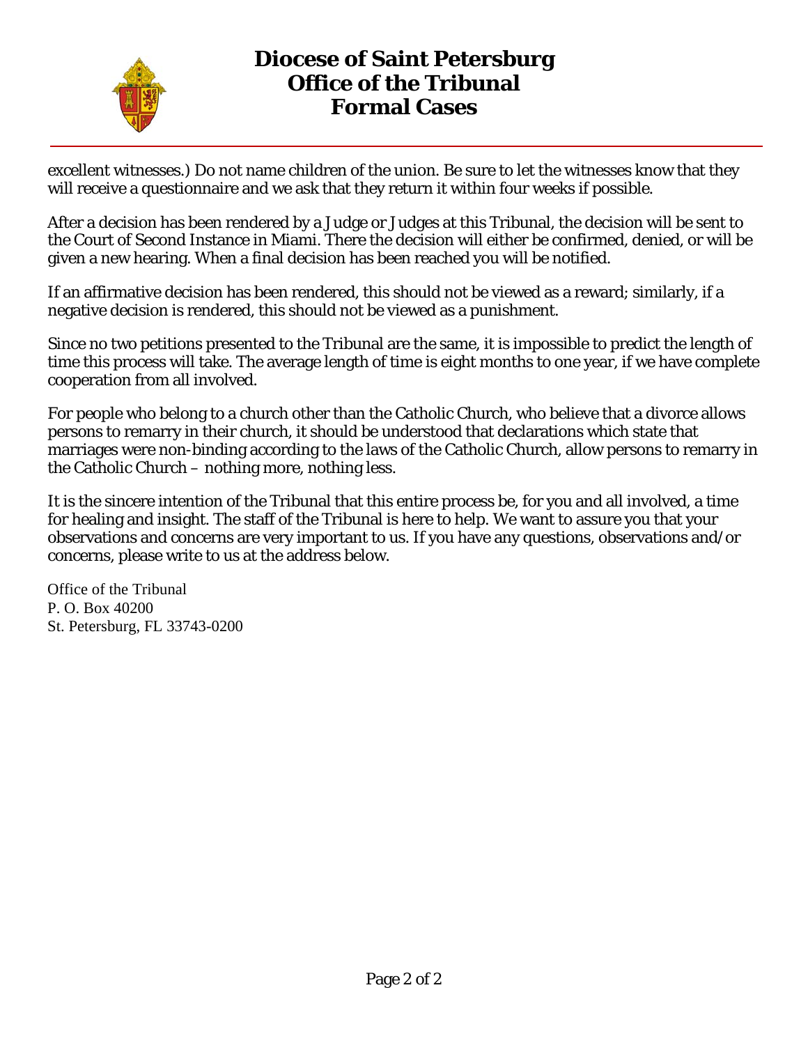excellent witnesses.) Do not name children of the union. Be sure to let the witnesses know that they will receive a questionnaire and we ask that they return it within four weeks if possible.

After a decision has been rendered by a Judge or Judges at this Tribunal, the decision will be sent to the Court of Second Instance in Miami. There the decision will either be confirmed, denied, or will be given a new hearing. When a final decision has been reached you will be notified.

If an affirmative decision has been rendered, this should not be viewed as a reward; similarly, if a negative decision is rendered, this should not be viewed as a punishment.

Since no two petitions presented to the Tribunal are the same, it is impossible to predict the length of time this process will take. The average length of time is eight months to one year, if we have complete cooperation from all involved.

For people who belong to a church other than the Catholic Church, who believe that a divorce allows persons to remarry in their church, it should be understood that declarations which state that marriages were non-binding according to the laws of the Catholic Church, allow persons to remarry in the Catholic Church – nothing more, nothing less.

It is the sincere intention of the Tribunal that this entire process be, for you and all involved, a time for healing and insight. The staff of the Tribunal is here to help. We want to assure you that your observations and concerns are very important to us. If you have any questions, observations and/or concerns, please write to us at the address below.

Office of the Tribunal  
P. O. Box 40200  
St. Petersburg, FL 33743-0200